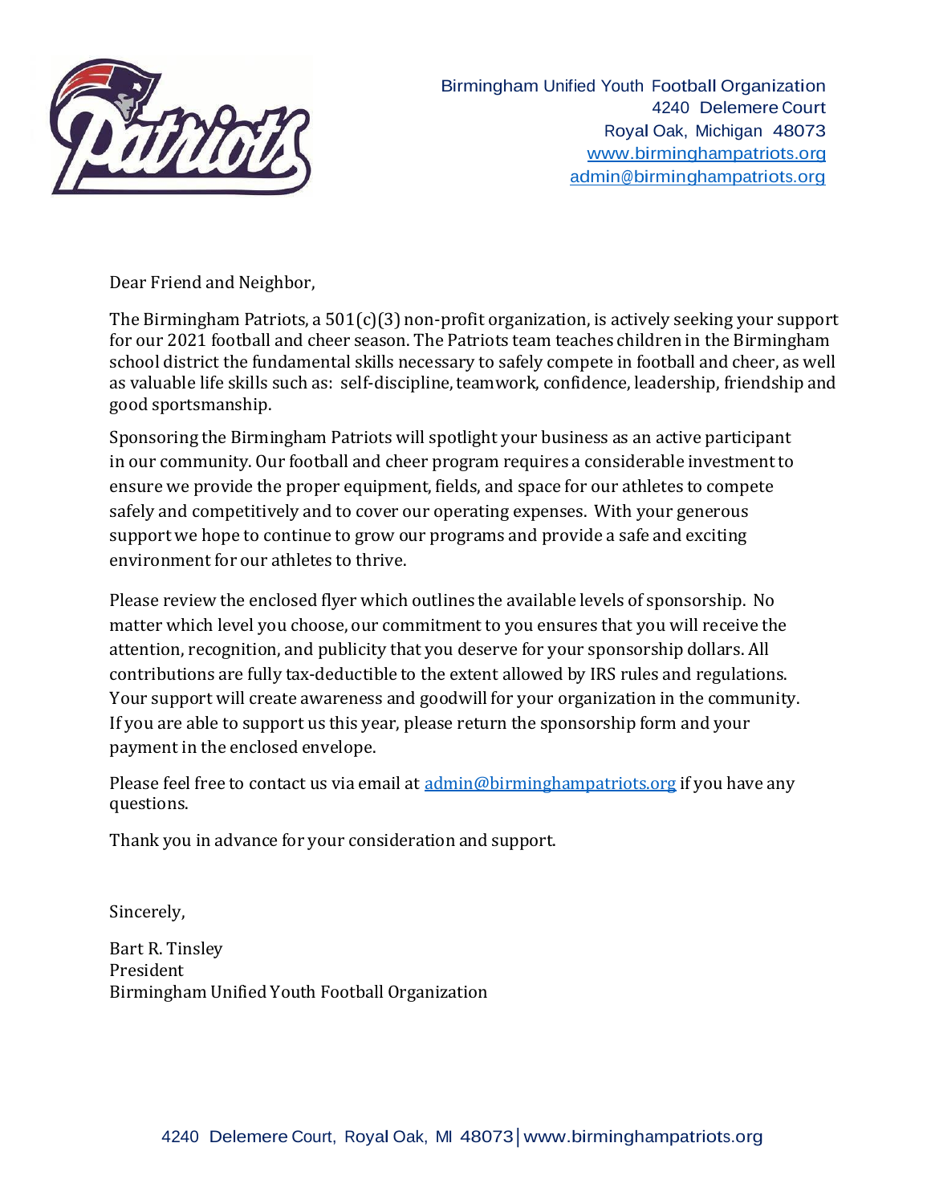Birmingham Unified Youth Football Organization
4240 Delemere Court
Royal Oak, Michigan 48073
www.birminghampatriots.org
admin@birminghampatriots.org

Dear Friend and Neighbor,

The Birmingham Patriots, a 501(c)(3) non-profit organization, is actively seeking your support for our 2021 football and cheer season. The Patriots team teaches children in the Birmingham school district the fundamental skills necessary to safely compete in football and cheer, as well as valuable life skills such as: self-discipline, teamwork, confidence, leadership, friendship and good sportsmanship.

Sponsoring the Birmingham Patriots will spotlight your business as an active participant in our community. Our football and cheer program requires a considerable investment to ensure we provide the proper equipment, fields, and space for our athletes to compete safely and competitively and to cover our operating expenses. With your generous support we hope to continue to grow our programs and provide a safe and exciting environment for our athletes to thrive.

Please review the enclosed flyer which outlines the available levels of sponsorship. No matter which level you choose, our commitment to you ensures that you will receive the attention, recognition, and publicity that you deserve for your sponsorship dollars. All contributions are fully tax-deductible to the extent allowed by IRS rules and regulations. Your support will create awareness and goodwill for your organization in the community. If you are able to support us this year, please return the sponsorship form and your payment in the enclosed envelope.

Please feel free to contact us via email at admin@birminghampatriots.org if you have any questions.

Thank you in advance for your consideration and support.

Sincerely,

Bart R. Tinsley
President
Birmingham Unified Youth Football Organization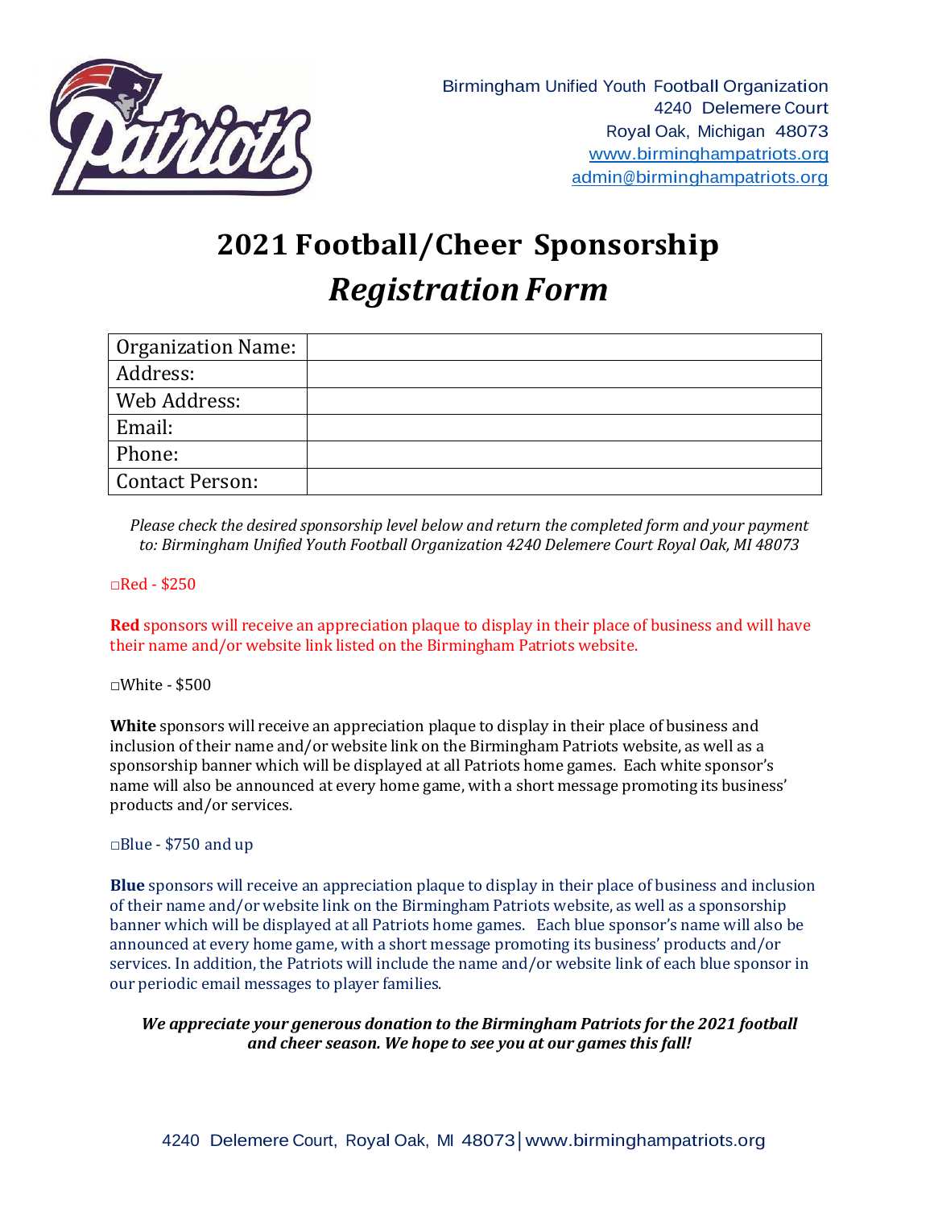Birmingham Unified Youth Football Organization
4240 Delemere Court
Royal Oak, Michigan 48073
www.birminghampatriots.org
admin@birminghampatriots.org

# 2021 Football/Cheer Sponsorship
# *Registration Form*

| | |
|---|---|
| Organization Name: | |
| Address: | |
| Web Address: | |
| Email: | |
| Phone: | |
| Contact Person: | |

*Please check the desired sponsorship level below and return the completed form and your payment to: Birmingham Unified Youth Football Organization 4240 Delemere Court Royal Oak, MI 48073*

□Red - $250

**Red** sponsors will receive an appreciation plaque to display in their place of business and will have their name and/or website link listed on the Birmingham Patriots website.

□White - $500

**White** sponsors will receive an appreciation plaque to display in their place of business and inclusion of their name and/or website link on the Birmingham Patriots website, as well as a sponsorship banner which will be displayed at all Patriots home games. Each white sponsor's name will also be announced at every home game, with a short message promoting its business' products and/or services.

□Blue - $750 and up

**Blue** sponsors will receive an appreciation plaque to display in their place of business and inclusion of their name and/or website link on the Birmingham Patriots website, as well as a sponsorship banner which will be displayed at all Patriots home games. Each blue sponsor's name will also be announced at every home game, with a short message promoting its business' products and/or services. In addition, the Patriots will include the name and/or website link of each blue sponsor in our periodic email messages to player families.

***We appreciate your generous donation to the Birmingham Patriots for the 2021 football and cheer season. We hope to see you at our games this fall!***

4240 Delemere Court, Royal Oak, MI 48073 | www.birminghampatriots.org